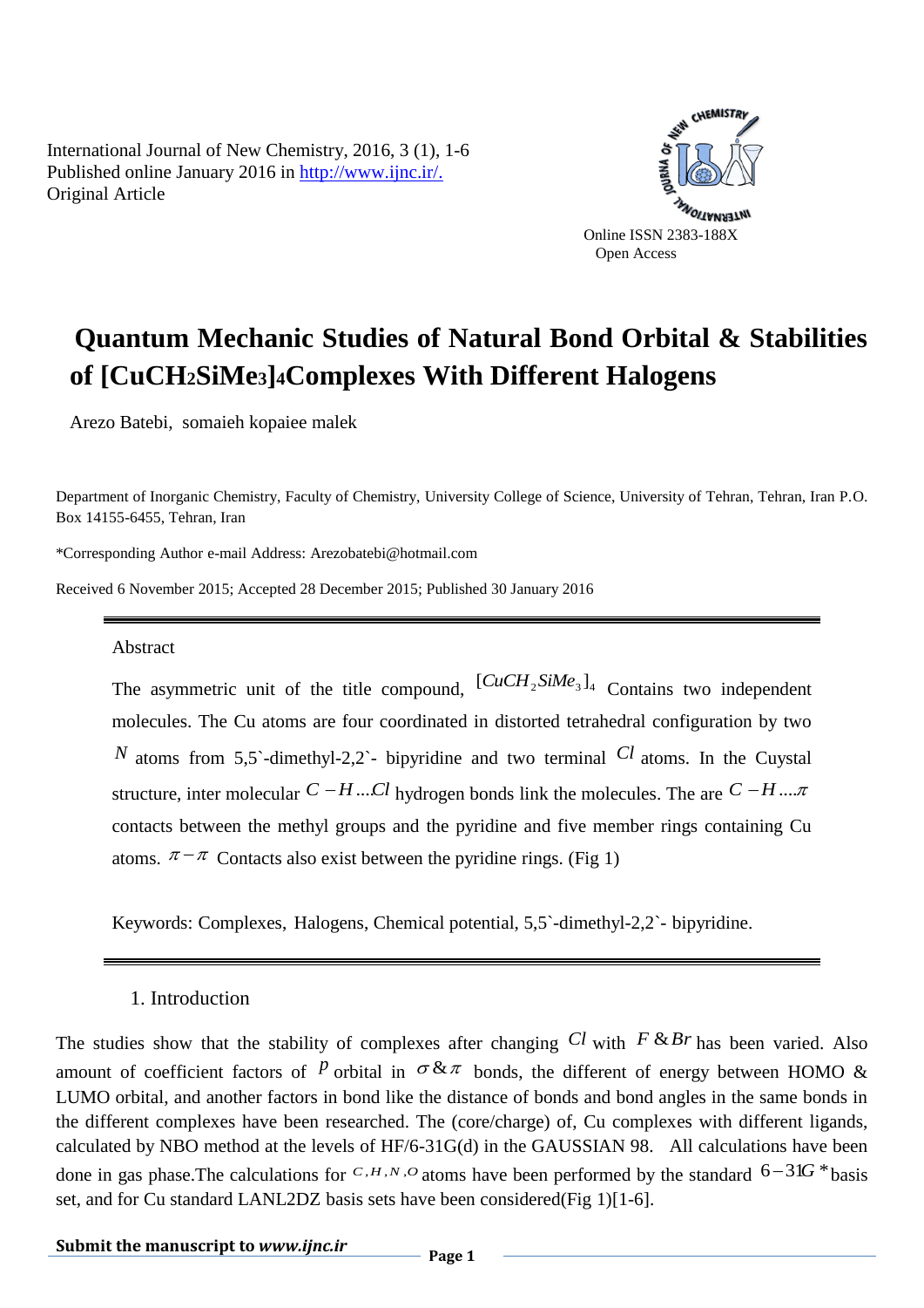International Journal of New Chemistry, 2016, 3 (1), 1-6
Published online January 2016 in http://www.ijnc.ir/.
Original Article

Online ISSN 2383-188X
Open Access

# Quantum Mechanic Studies of Natural Bond Orbital & Stabilities of $[CuCH_2SiMe_3]_4$ Complexes With Different Halogens

Arezo Batebi, somaieh kopaiee malek

Department of Inorganic Chemistry, Faculty of Chemistry, University College of Science, University of Tehran, Tehran, Iran P.O. Box 14155-6455, Tehran, Iran

*Corresponding Author e-mail Address: Arezobatebi@hotmail.com

Received 6 November 2015; Accepted 28 December 2015; Published 30 January 2016

## Abstract

The asymmetric unit of the title compound, $[CuCH_2SiMe_3]_4$ Contains two independent molecules. The Cu atoms are four coordinated in distorted tetrahedral configuration by two $N$ atoms from 5,5`-dimethyl-2,2`- bipyridine and two terminal $Cl$ atoms. In the Cuystal structure, inter molecular $C-H....Cl$ hydrogen bonds link the molecules. The are $C-H....\pi$ contacts between the methyl groups and the pyridine and five member rings containing Cu atoms. $\pi-\pi$ Contacts also exist between the pyridine rings. (Fig 1)

Keywords: Complexes, Halogens, Chemical potential, 5,5`-dimethyl-2,2`- bipyridine.

## 1. Introduction

The studies show that the stability of complexes after changing $Cl$ with $F \& Br$ has been varied. Also amount of coefficient factors of $p$ orbital in $\sigma \& \pi$ bonds, the different of energy between HOMO & LUMO orbital, and another factors in bond like the distance of bonds and bond angles in the same bonds in the different complexes have been researched. The (core/charge) of, Cu complexes with different ligands, calculated by NBO method at the levels of HF/6-31G(d) in the GAUSSIAN 98. All calculations have been done in gas phase.The calculations for $C,H,N,O$ atoms have been performed by the standard $6-31G^*$ basis set, and for Cu standard LANL2DZ basis sets have been considered(Fig 1)[1-6].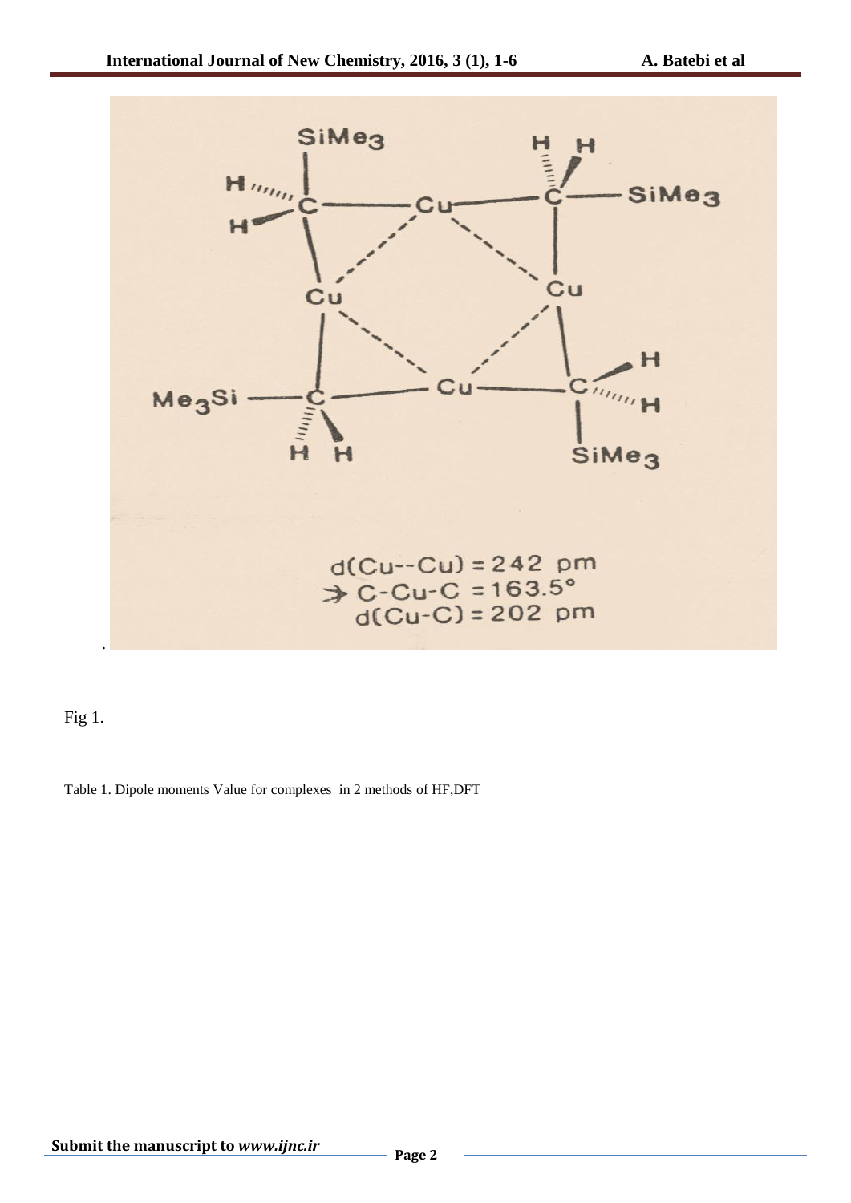$d(Cu\text{--}Cu) = 242$ pm

$\measuredangle$ C-Cu-C = 163.5°

$d(Cu\text{-}C) = 202$ pm

Fig 1.

Table 1. Dipole moments Value for complexes in 2 methods of HF,DFT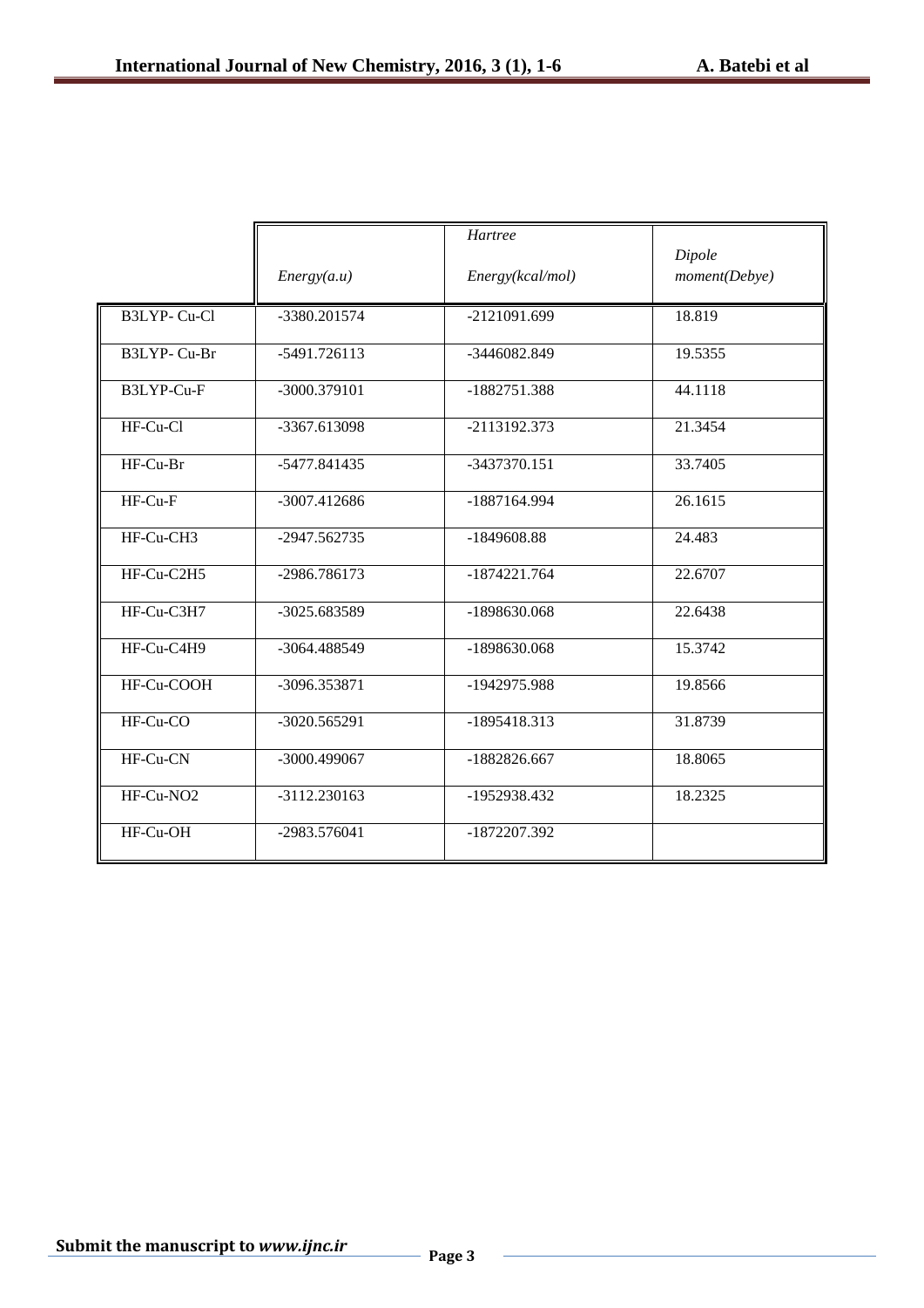| | Energy(a.u) | Hartree Energy(kcal/mol) | Dipole moment(Debye) |
|---|---|---|---|
| B3LYP- Cu-Cl | -3380.201574 | -2121091.699 | 18.819 |
| B3LYP- Cu-Br | -5491.726113 | -3446082.849 | 19.5355 |
| B3LYP-Cu-F | -3000.379101 | -1882751.388 | 44.1118 |
| HF-Cu-Cl | -3367.613098 | -2113192.373 | 21.3454 |
| HF-Cu-Br | -5477.841435 | -3437370.151 | 33.7405 |
| HF-Cu-F | -3007.412686 | -1887164.994 | 26.1615 |
| HF-Cu-CH3 | -2947.562735 | -1849608.88 | 24.483 |
| HF-Cu-C2H5 | -2986.786173 | -1874221.764 | 22.6707 |
| HF-Cu-C3H7 | -3025.683589 | -1898630.068 | 22.6438 |
| HF-Cu-C4H9 | -3064.488549 | -1898630.068 | 15.3742 |
| HF-Cu-COOH | -3096.353871 | -1942975.988 | 19.8566 |
| HF-Cu-CO | -3020.565291 | -1895418.313 | 31.8739 |
| HF-Cu-CN | -3000.499067 | -1882826.667 | 18.8065 |
| HF-Cu-NO2 | -3112.230163 | -1952938.432 | 18.2325 |
| HF-Cu-OH | -2983.576041 | -1872207.392 | |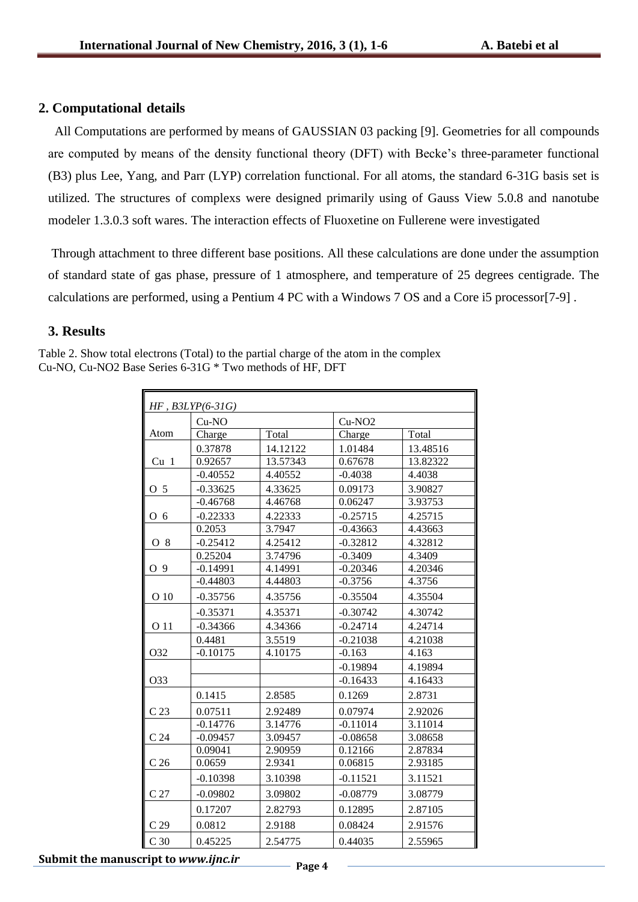## 2. Computational details

All Computations are performed by means of GAUSSIAN 03 packing [9]. Geometries for all compounds are computed by means of the density functional theory (DFT) with Becke's three-parameter functional (B3) plus Lee, Yang, and Parr (LYP) correlation functional. For all atoms, the standard 6-31G basis set is utilized. The structures of complexs were designed primarily using of Gauss View 5.0.8 and nanotube modeler 1.3.0.3 soft wares. The interaction effects of Fluoxetine on Fullerene were investigated

Through attachment to three different base positions. All these calculations are done under the assumption of standard state of gas phase, pressure of 1 atmosphere, and temperature of 25 degrees centigrade. The calculations are performed, using a Pentium 4 PC with a Windows 7 OS and a Core i5 processor[7-9] .

## 3. Results

Table 2. Show total electrons (Total) to the partial charge of the atom in the complex Cu-NO, Cu-NO2 Base Series 6-31G * Two methods of HF, DFT

| *HF , B3LYP(6-31G)* | | | | |
|---|---|---|---|---|
| | Cu-NO | | Cu-NO2 | |
| Atom | Charge | Total | Charge | Total |
| Cu 1 | 0.37878 | 14.12122 | 1.01484 | 13.48516 |
| | 0.92657 | 13.57343 | 0.67678 | 13.82322 |
| O 5 | -0.40552 | 4.40552 | -0.4038 | 4.4038 |
| | -0.33625 | 4.33625 | 0.09173 | 3.90827 |
| O 6 | -0.46768 | 4.46768 | 0.06247 | 3.93753 |
| | -0.22333 | 4.22333 | -0.25715 | 4.25715 |
| O 8 | 0.2053 | 3.7947 | -0.43663 | 4.43663 |
| | -0.25412 | 4.25412 | -0.32812 | 4.32812 |
| O 9 | 0.25204 | 3.74796 | -0.3409 | 4.3409 |
| | -0.14991 | 4.14991 | -0.20346 | 4.20346 |
| O 10 | -0.44803 | 4.44803 | -0.3756 | 4.3756 |
| | -0.35756 | 4.35756 | -0.35504 | 4.35504 |
| O 11 | -0.35371 | 4.35371 | -0.30742 | 4.30742 |
| | -0.34366 | 4.34366 | -0.24714 | 4.24714 |
| O32 | 0.4481 | 3.5519 | -0.21038 | 4.21038 |
| | -0.10175 | 4.10175 | -0.163 | 4.163 |
| O33 | | | -0.19894 | 4.19894 |
| | | | -0.16433 | 4.16433 |
| C 23 | 0.1415 | 2.8585 | 0.1269 | 2.8731 |
| | 0.07511 | 2.92489 | 0.07974 | 2.92026 |
| C 24 | -0.14776 | 3.14776 | -0.11014 | 3.11014 |
| | -0.09457 | 3.09457 | -0.08658 | 3.08658 |
| C 26 | 0.09041 | 2.90959 | 0.12166 | 2.87834 |
| | 0.0659 | 2.9341 | 0.06815 | 2.93185 |
| C 27 | -0.10398 | 3.10398 | -0.11521 | 3.11521 |
| | -0.09802 | 3.09802 | -0.08779 | 3.08779 |
| C 29 | 0.17207 | 2.82793 | 0.12895 | 2.87105 |
| | 0.0812 | 2.9188 | 0.08424 | 2.91576 |
| C 30 | 0.45225 | 2.54775 | 0.44035 | 2.55965 |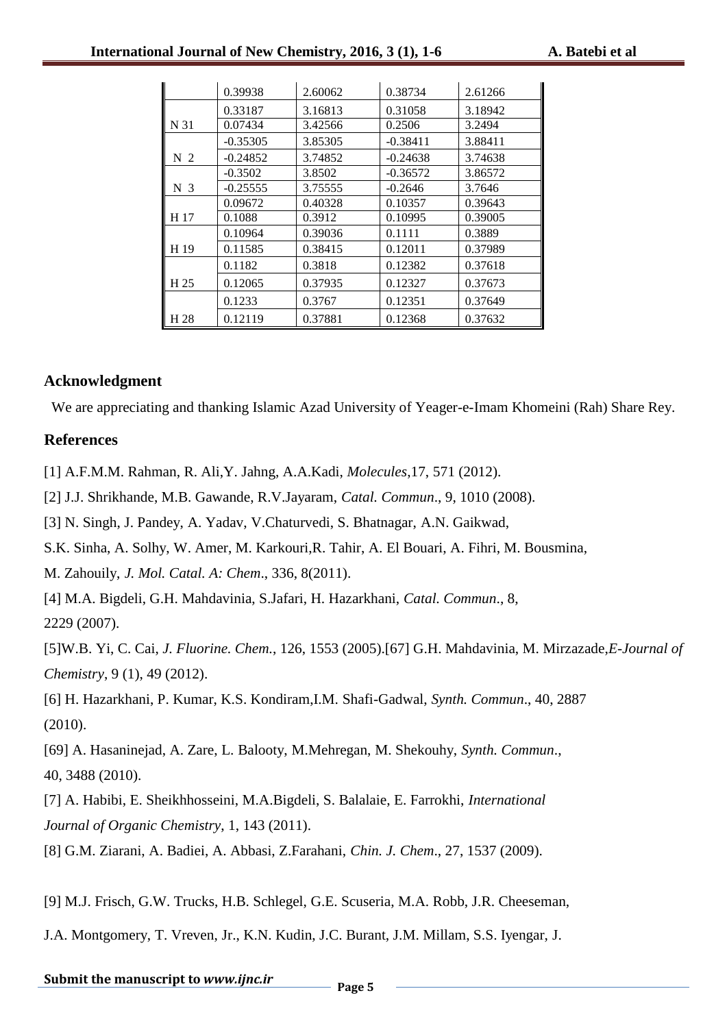| | | | | |
|---|---|---|---|---|
| | 0.39938 | 2.60062 | 0.38734 | 2.61266 |
| | 0.33187 | 3.16813 | 0.31058 | 3.18942 |
| N 31 | 0.07434 | 3.42566 | 0.2506 | 3.2494 |
| | -0.35305 | 3.85305 | -0.38411 | 3.88411 |
| N 2 | -0.24852 | 3.74852 | -0.24638 | 3.74638 |
| | -0.3502 | 3.8502 | -0.36572 | 3.86572 |
| N 3 | -0.25555 | 3.75555 | -0.2646 | 3.7646 |
| | 0.09672 | 0.40328 | 0.10357 | 0.39643 |
| H 17 | 0.1088 | 0.3912 | 0.10995 | 0.39005 |
| | 0.10964 | 0.39036 | 0.1111 | 0.3889 |
| H 19 | 0.11585 | 0.38415 | 0.12011 | 0.37989 |
| | 0.1182 | 0.3818 | 0.12382 | 0.37618 |
| H 25 | 0.12065 | 0.37935 | 0.12327 | 0.37673 |
| | 0.1233 | 0.3767 | 0.12351 | 0.37649 |
| H 28 | 0.12119 | 0.37881 | 0.12368 | 0.37632 |

## Acknowledgment

We are appreciating and thanking Islamic Azad University of Yeager-e-Imam Khomeini (Rah) Share Rey.

## References

[1] A.F.M.M. Rahman, R. Ali,Y. Jahng, A.A.Kadi, *Molecules*,17, 571 (2012).

[2] J.J. Shrikhande, M.B. Gawande, R.V.Jayaram, *Catal. Commun*., 9, 1010 (2008).

[3] N. Singh, J. Pandey, A. Yadav, V.Chaturvedi, S. Bhatnagar, A.N. Gaikwad,
S.K. Sinha, A. Solhy, W. Amer, M. Karkouri,R. Tahir, A. El Bouari, A. Fihri, M. Bousmina,
M. Zahouily, *J. Mol. Catal. A: Chem*., 336, 8(2011).

[4] M.A. Bigdeli, G.H. Mahdavinia, S.Jafari, H. Hazarkhani, *Catal. Commun*., 8,
2229 (2007).

[5]W.B. Yi, C. Cai, *J. Fluorine. Chem.*, 126, 1553 (2005).[67] G.H. Mahdavinia, M. Mirzazade,*E-Journal of Chemistry*, 9 (1), 49 (2012).

[6] H. Hazarkhani, P. Kumar, K.S. Kondiram,I.M. Shafi-Gadwal, *Synth. Commun*., 40, 2887
(2010).

[69] A. Hasaninejad, A. Zare, L. Balooty, M.Mehregan, M. Shekouhy, *Synth. Commun*.,
40, 3488 (2010).

[7] A. Habibi, E. Sheikhhosseini, M.A.Bigdeli, S. Balalaie, E. Farrokhi, *International Journal of Organic Chemistry*, 1, 143 (2011).

[8] G.M. Ziarani, A. Badiei, A. Abbasi, Z.Farahani, *Chin. J. Chem*., 27, 1537 (2009).

[9] M.J. Frisch, G.W. Trucks, H.B. Schlegel, G.E. Scuseria, M.A. Robb, J.R. Cheeseman,
J.A. Montgomery, T. Vreven, Jr., K.N. Kudin, J.C. Burant, J.M. Millam, S.S. Iyengar, J.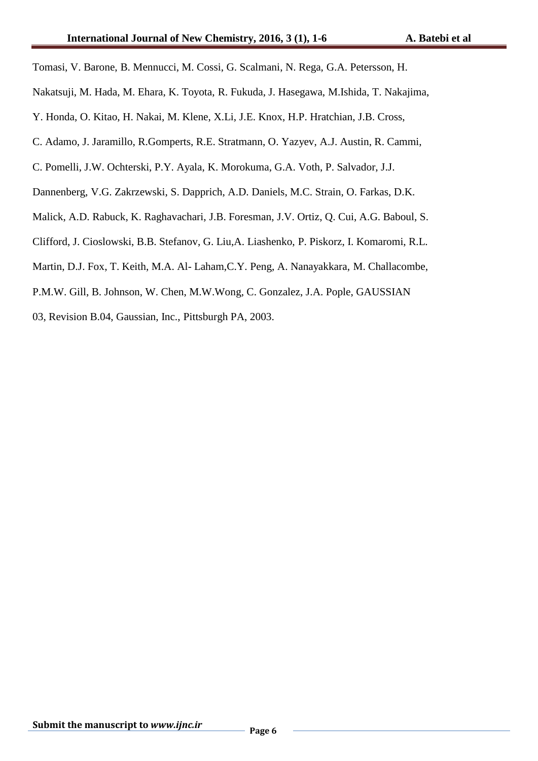Tomasi, V. Barone, B. Mennucci, M. Cossi, G. Scalmani, N. Rega, G.A. Petersson, H. Nakatsuji, M. Hada, M. Ehara, K. Toyota, R. Fukuda, J. Hasegawa, M.Ishida, T. Nakajima, Y. Honda, O. Kitao, H. Nakai, M. Klene, X.Li, J.E. Knox, H.P. Hratchian, J.B. Cross, C. Adamo, J. Jaramillo, R.Gomperts, R.E. Stratmann, O. Yazyev, A.J. Austin, R. Cammi, C. Pomelli, J.W. Ochterski, P.Y. Ayala, K. Morokuma, G.A. Voth, P. Salvador, J.J. Dannenberg, V.G. Zakrzewski, S. Dapprich, A.D. Daniels, M.C. Strain, O. Farkas, D.K. Malick, A.D. Rabuck, K. Raghavachari, J.B. Foresman, J.V. Ortiz, Q. Cui, A.G. Baboul, S. Clifford, J. Cioslowski, B.B. Stefanov, G. Liu,A. Liashenko, P. Piskorz, I. Komaromi, R.L. Martin, D.J. Fox, T. Keith, M.A. Al- Laham,C.Y. Peng, A. Nanayakkara, M. Challacombe, P.M.W. Gill, B. Johnson, W. Chen, M.W.Wong, C. Gonzalez, J.A. Pople, GAUSSIAN 03, Revision B.04, Gaussian, Inc., Pittsburgh PA, 2003.